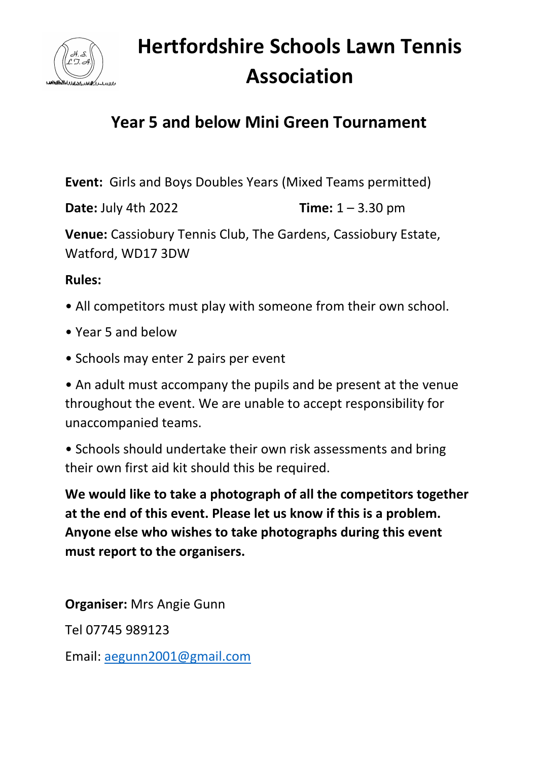# Hertfordshire Schools Lawn Tennis Association

## Year 5 and below Mini Green Tournament

**Event:** Girls and Boys Doubles Years (Mixed Teams permitted)

**Date:** July 4th 2022 **Time:** 1 – 3.30 pm

**Venue:** Cassiobury Tennis Club, The Gardens, Cassiobury Estate, Watford, WD17 3DW

**Rules:**

- All competitors must play with someone from their own school.
- Year 5 and below
- Schools may enter 2 pairs per event
- An adult must accompany the pupils and be present at the venue throughout the event. We are unable to accept responsibility for unaccompanied teams.
- Schools should undertake their own risk assessments and bring their own first aid kit should this be required.

**We would like to take a photograph of all the competitors together at the end of this event. Please let us know if this is a problem. Anyone else who wishes to take photographs during this event must report to the organisers.**

**Organiser:** Mrs Angie Gunn

Tel 07745 989123

Email: aegunn2001@gmail.com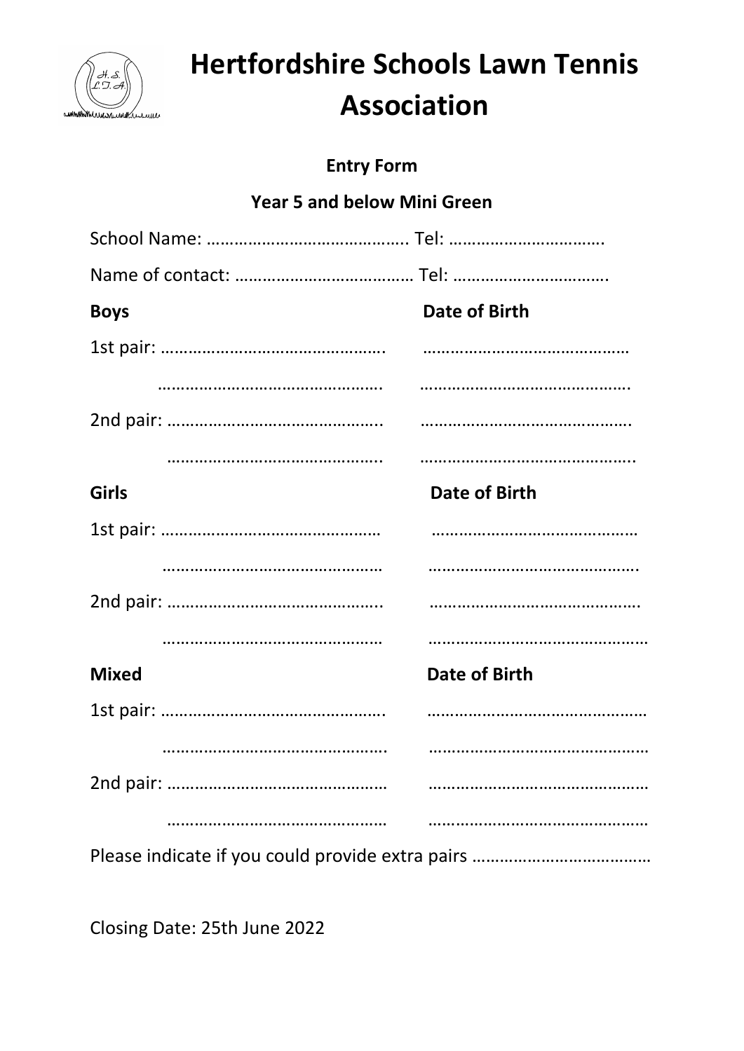# Hertfordshire Schools Lawn Tennis Association

**Entry Form**

**Year 5 and below Mini Green**

School Name: …………………………………….. Tel: ……………………………

Name of contact: ……………………………… Tel: ……………………………

| **Boys** | **Date of Birth** |
|---|---|
| 1st pair: ………………………………………… | ……………………………………… |
| ………………………………………… | ……………………………………… |
| 2nd pair: ……………………………………… | ……………………………………… |
| ………………………………………… | ……………………………………… |

| **Girls** | **Date of Birth** |
|---|---|
| 1st pair: ………………………………………… | ……………………………………… |
| ………………………………………… | ……………………………………… |
| 2nd pair: ……………………………………… | ……………………………………… |
| ………………………………………… | ……………………………………… |

| **Mixed** | **Date of Birth** |
|---|---|
| 1st pair: ………………………………………… | ……………………………………… |
| ………………………………………… | ……………………………………… |
| 2nd pair: ……………………………………… | ……………………………………… |
| ………………………………………… | ……………………………………… |

Please indicate if you could provide extra pairs ………………………………

Closing Date: 25th June 2022